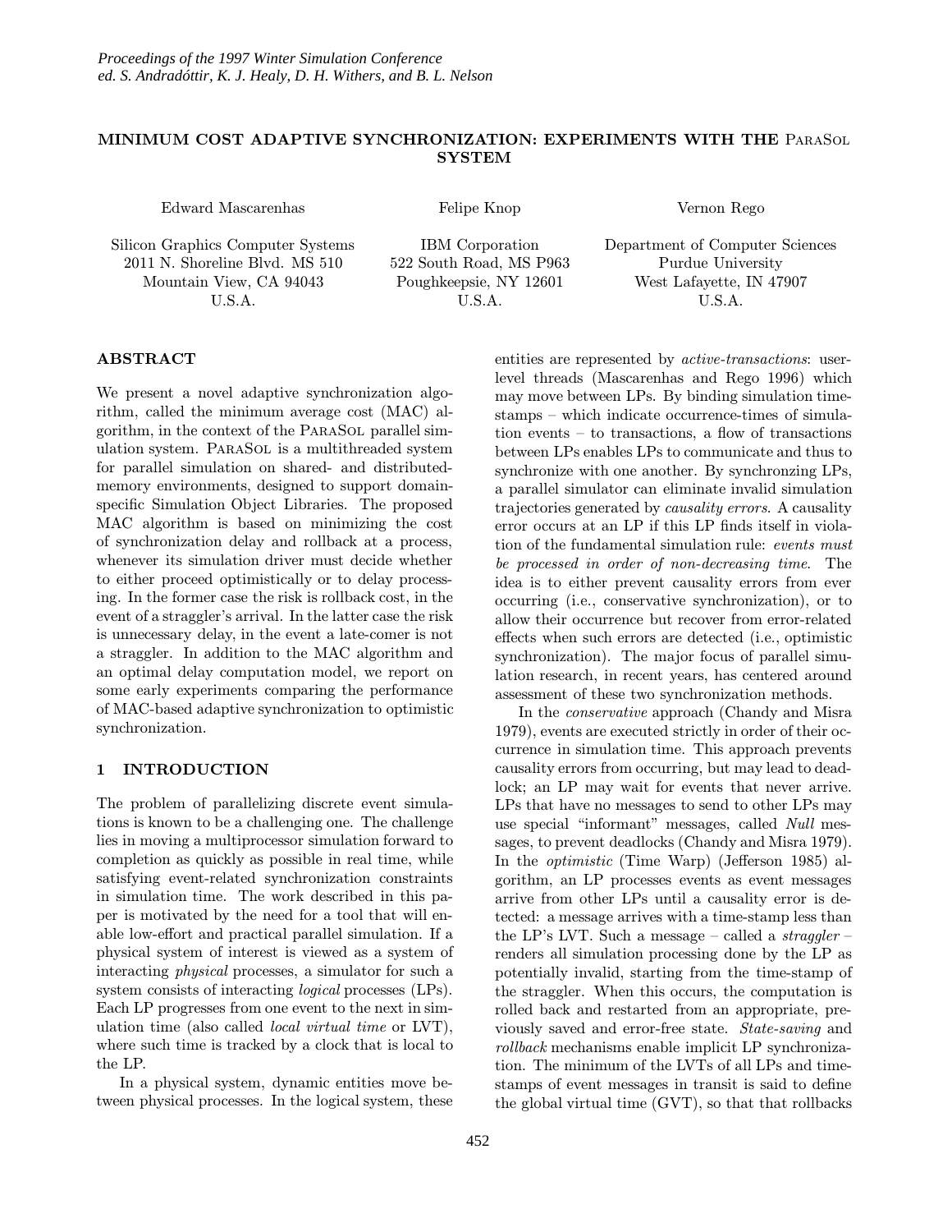# MINIMUM COST ADAPTIVE SYNCHRONIZATION: EXPERIMENTS WITH THE ParaSol SYSTEM

Edward Mascarenhas

Silicon Graphics Computer Systems
2011 N. Shoreline Blvd. MS 510
Mountain View, CA 94043
U.S.A.

Felipe Knop

IBM Corporation
522 South Road, MS P963
Poughkeepsie, NY 12601
U.S.A.

Vernon Rego

Department of Computer Sciences
Purdue University
West Lafayette, IN 47907
U.S.A.

## ABSTRACT

We present a novel adaptive synchronization algorithm, called the minimum average cost (MAC) algorithm, in the context of the ParaSol parallel simulation system. ParaSol is a multithreaded system for parallel simulation on shared- and distributed-memory environments, designed to support domain-specific Simulation Object Libraries. The proposed MAC algorithm is based on minimizing the cost of synchronization delay and rollback at a process, whenever its simulation driver must decide whether to either proceed optimistically or to delay processing. In the former case the risk is rollback cost, in the event of a straggler's arrival. In the latter case the risk is unnecessary delay, in the event a late-comer is not a straggler. In addition to the MAC algorithm and an optimal delay computation model, we report on some early experiments comparing the performance of MAC-based adaptive synchronization to optimistic synchronization.

## 1 INTRODUCTION

The problem of parallelizing discrete event simulations is known to be a challenging one. The challenge lies in moving a multiprocessor simulation forward to completion as quickly as possible in real time, while satisfying event-related synchronization constraints in simulation time. The work described in this paper is motivated by the need for a tool that will enable low-effort and practical parallel simulation. If a physical system of interest is viewed as a system of interacting *physical* processes, a simulator for such a system consists of interacting *logical* processes (LPs). Each LP progresses from one event to the next in simulation time (also called *local virtual time* or LVT), where such time is tracked by a clock that is local to the LP.

In a physical system, dynamic entities move between physical processes. In the logical system, these entities are represented by *active-transactions*: user-level threads (Mascarenhas and Rego 1996) which may move between LPs. By binding simulation time-stamps – which indicate occurrence-times of simulation events – to transactions, a flow of transactions between LPs enables LPs to communicate and thus to synchronize with one another. By synchronzing LPs, a parallel simulator can eliminate invalid simulation trajectories generated by *causality errors*. A causality error occurs at an LP if this LP finds itself in violation of the fundamental simulation rule: *events must be processed in order of non-decreasing time*. The idea is to either prevent causality errors from ever occurring (i.e., conservative synchronization), or to allow their occurrence but recover from error-related effects when such errors are detected (i.e., optimistic synchronization). The major focus of parallel simulation research, in recent years, has centered around assessment of these two synchronization methods.

In the *conservative* approach (Chandy and Misra 1979), events are executed strictly in order of their occurrence in simulation time. This approach prevents causality errors from occurring, but may lead to deadlock; an LP may wait for events that never arrive. LPs that have no messages to send to other LPs may use special "informant" messages, called *Null* messages, to prevent deadlocks (Chandy and Misra 1979). In the *optimistic* (Time Warp) (Jefferson 1985) algorithm, an LP processes events as event messages arrive from other LPs until a causality error is detected: a message arrives with a time-stamp less than the LP's LVT. Such a message – called a *straggler* – renders all simulation processing done by the LP as potentially invalid, starting from the time-stamp of the straggler. When this occurs, the computation is rolled back and restarted from an appropriate, previously saved and error-free state. *State-saving* and *rollback* mechanisms enable implicit LP synchronization. The minimum of the LVTs of all LPs and time-stamps of event messages in transit is said to define the global virtual time (GVT), so that that rollbacks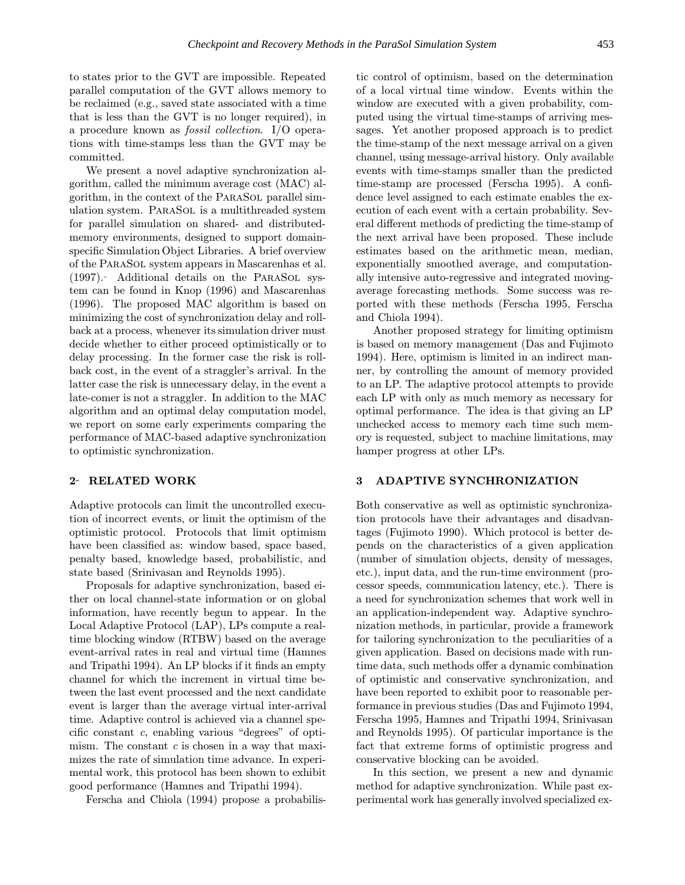to states prior to the GVT are impossible. Repeated parallel computation of the GVT allows memory to be reclaimed (e.g., saved state associated with a time that is less than the GVT is no longer required), in a procedure known as *fossil collection*. I/O operations with time-stamps less than the GVT may be committed.

We present a novel adaptive synchronization algorithm, called the minimum average cost (MAC) algorithm, in the context of the ParaSol parallel simulation system. ParaSol is a multithreaded system for parallel simulation on shared- and distributed-memory environments, designed to support domain-specific Simulation Object Libraries. A brief overview of the ParaSol system appears in Mascarenhas et al. (1997). Additional details on the ParaSol system can be found in Knop (1996) and Mascarenhas (1996). The proposed MAC algorithm is based on minimizing the cost of synchronization delay and rollback at a process, whenever its simulation driver must decide whether to either proceed optimistically or to delay processing. In the former case the risk is rollback cost, in the event of a straggler's arrival. In the latter case the risk is unnecessary delay, in the event a late-comer is not a straggler. In addition to the MAC algorithm and an optimal delay computation model, we report on some early experiments comparing the performance of MAC-based adaptive synchronization to optimistic synchronization.

## 2 RELATED WORK

Adaptive protocols can limit the uncontrolled execution of incorrect events, or limit the optimism of the optimistic protocol. Protocols that limit optimism have been classified as: window based, space based, penalty based, knowledge based, probabilistic, and state based (Srinivasan and Reynolds 1995).

Proposals for adaptive synchronization, based either on local channel-state information or on global information, have recently begun to appear. In the Local Adaptive Protocol (LAP), LPs compute a real-time blocking window (RTBW) based on the average event-arrival rates in real and virtual time (Hamnes and Tripathi 1994). An LP blocks if it finds an empty channel for which the increment in virtual time between the last event processed and the next candidate event is larger than the average virtual inter-arrival time. Adaptive control is achieved via a channel specific constant $c$, enabling various "degrees" of optimism. The constant $c$ is chosen in a way that maximizes the rate of simulation time advance. In experimental work, this protocol has been shown to exhibit good performance (Hamnes and Tripathi 1994).

Ferscha and Chiola (1994) propose a probabilistic control of optimism, based on the determination of a local virtual time window. Events within the window are executed with a given probability, computed using the virtual time-stamps of arriving messages. Yet another proposed approach is to predict the time-stamp of the next message arrival on a given channel, using message-arrival history. Only available events with time-stamps smaller than the predicted time-stamp are processed (Ferscha 1995). A confidence level assigned to each estimate enables the execution of each event with a certain probability. Several different methods of predicting the time-stamp of the next arrival have been proposed. These include estimates based on the arithmetic mean, median, exponentially smoothed average, and computationally intensive auto-regressive and integrated moving-average forecasting methods. Some success was reported with these methods (Ferscha 1995, Ferscha and Chiola 1994).

Another proposed strategy for limiting optimism is based on memory management (Das and Fujimoto 1994). Here, optimism is limited in an indirect manner, by controlling the amount of memory provided to an LP. The adaptive protocol attempts to provide each LP with only as much memory as necessary for optimal performance. The idea is that giving an LP unchecked access to memory each time such memory is requested, subject to machine limitations, may hamper progress at other LPs.

## 3 ADAPTIVE SYNCHRONIZATION

Both conservative as well as optimistic synchronization protocols have their advantages and disadvantages (Fujimoto 1990). Which protocol is better depends on the characteristics of a given application (number of simulation objects, density of messages, etc.), input data, and the run-time environment (processor speeds, communication latency, etc.). There is a need for synchronization schemes that work well in an application-independent way. Adaptive synchronization methods, in particular, provide a framework for tailoring synchronization to the peculiarities of a given application. Based on decisions made with run-time data, such methods offer a dynamic combination of optimistic and conservative synchronization, and have been reported to exhibit poor to reasonable performance in previous studies (Das and Fujimoto 1994, Ferscha 1995, Hamnes and Tripathi 1994, Srinivasan and Reynolds 1995). Of particular importance is the fact that extreme forms of optimistic progress and conservative blocking can be avoided.

In this section, we present a new and dynamic method for adaptive synchronization. While past experimental work has generally involved specialized ex-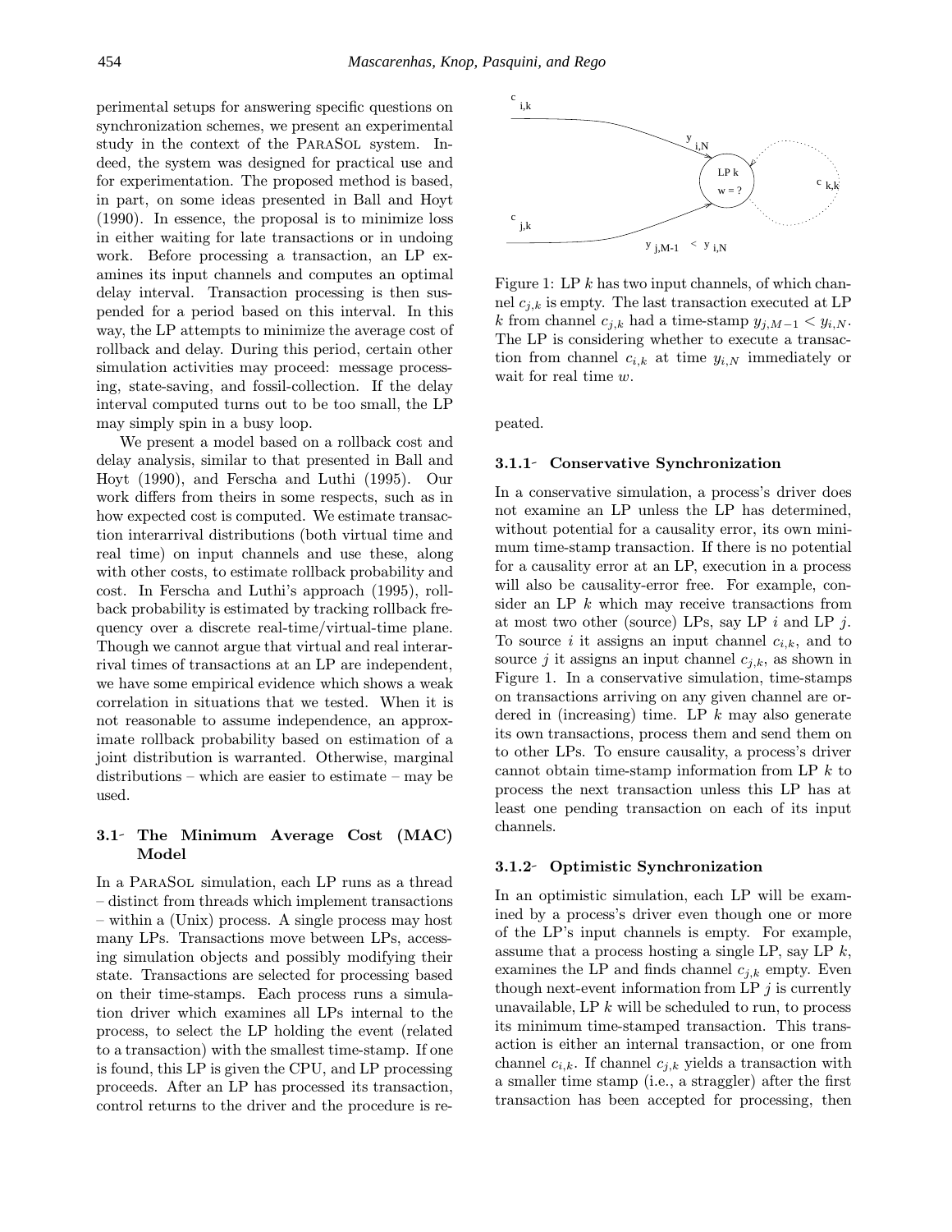perimental setups for answering specific questions on synchronization schemes, we present an experimental study in the context of the ParaSol system. Indeed, the system was designed for practical use and for experimentation. The proposed method is based, in part, on some ideas presented in Ball and Hoyt (1990). In essence, the proposal is to minimize loss in either waiting for late transactions or in undoing work. Before processing a transaction, an LP examines its input channels and computes an optimal delay interval. Transaction processing is then suspended for a period based on this interval. In this way, the LP attempts to minimize the average cost of rollback and delay. During this period, certain other simulation activities may proceed: message processing, state-saving, and fossil-collection. If the delay interval computed turns out to be too small, the LP may simply spin in a busy loop.

We present a model based on a rollback cost and delay analysis, similar to that presented in Ball and Hoyt (1990), and Ferscha and Luthi (1995). Our work differs from theirs in some respects, such as in how expected cost is computed. We estimate transaction interarrival distributions (both virtual time and real time) on input channels and use these, along with other costs, to estimate rollback probability and cost. In Ferscha and Luthi's approach (1995), rollback probability is estimated by tracking rollback frequency over a discrete real-time/virtual-time plane. Though we cannot argue that virtual and real interarrival times of transactions at an LP are independent, we have some empirical evidence which shows a weak correlation in situations that we tested. When it is not reasonable to assume independence, an approximate rollback probability based on estimation of a joint distribution is warranted. Otherwise, marginal distributions – which are easier to estimate – may be used.

## 3.1 The Minimum Average Cost (MAC) Model

In a ParaSol simulation, each LP runs as a thread – distinct from threads which implement transactions – within a (Unix) process. A single process may host many LPs. Transactions move between LPs, accessing simulation objects and possibly modifying their state. Transactions are selected for processing based on their time-stamps. Each process runs a simulation driver which examines all LPs internal to the process, to select the LP holding the event (related to a transaction) with the smallest time-stamp. If one is found, this LP is given the CPU, and LP processing proceeds. After an LP has processed its transaction, control returns to the driver and the procedure is repeated.

Figure 1: LP $k$ has two input channels, of which channel $c_{j,k}$ is empty. The last transaction executed at LP $k$ from channel $c_{j,k}$ had a time-stamp $y_{j,M-1} < y_{i,N}$. The LP is considering whether to execute a transaction from channel $c_{i,k}$ at time $y_{i,N}$ immediately or wait for real time $w$.

### 3.1.1 Conservative Synchronization

In a conservative simulation, a process's driver does not examine an LP unless the LP has determined, without potential for a causality error, its own minimum time-stamp transaction. If there is no potential for a causality error at an LP, execution in a process will also be causality-error free. For example, consider an LP $k$ which may receive transactions from at most two other (source) LPs, say LP $i$ and LP $j$. To source $i$ it assigns an input channel $c_{i,k}$, and to source $j$ it assigns an input channel $c_{j,k}$, as shown in Figure 1. In a conservative simulation, time-stamps on transactions arriving on any given channel are ordered in (increasing) time. LP $k$ may also generate its own transactions, process them and send them on to other LPs. To ensure causality, a process's driver cannot obtain time-stamp information from LP $k$ to process the next transaction unless this LP has at least one pending transaction on each of its input channels.

### 3.1.2 Optimistic Synchronization

In an optimistic simulation, each LP will be examined by a process's driver even though one or more of the LP's input channels is empty. For example, assume that a process hosting a single LP, say LP $k$, examines the LP and finds channel $c_{j,k}$ empty. Even though next-event information from LP $j$ is currently unavailable, LP $k$ will be scheduled to run, to process its minimum time-stamped transaction. This transaction is either an internal transaction, or one from channel $c_{i,k}$. If channel $c_{j,k}$ yields a transaction with a smaller time stamp (i.e., a straggler) after the first transaction has been accepted for processing, then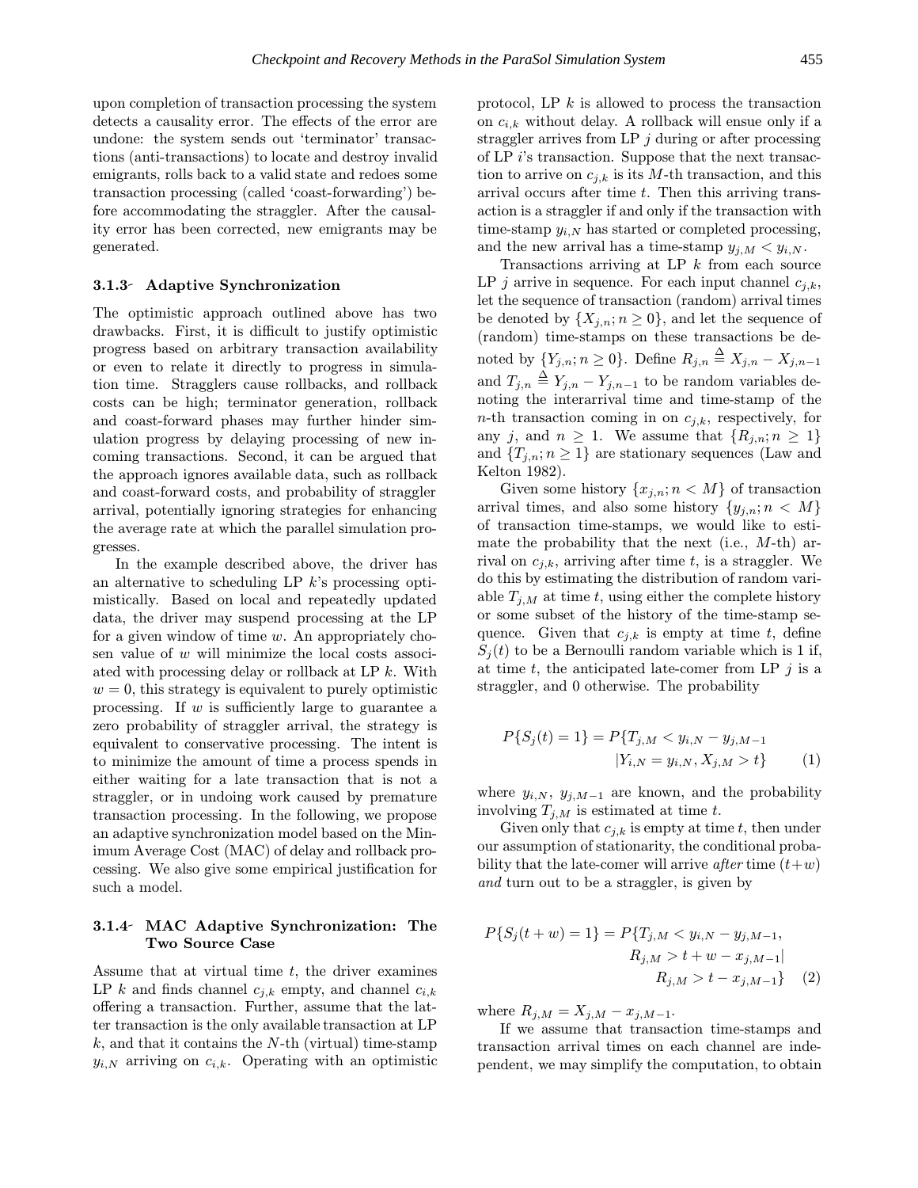upon completion of transaction processing the system detects a causality error. The effects of the error are undone: the system sends out 'terminator' transactions (anti-transactions) to locate and destroy invalid emigrants, rolls back to a valid state and redoes some transaction processing (called 'coast-forwarding') before accommodating the straggler. After the causality error has been corrected, new emigrants may be generated.

### 3.1.3- Adaptive Synchronization

The optimistic approach outlined above has two drawbacks. First, it is difficult to justify optimistic progress based on arbitrary transaction availability or even to relate it directly to progress in simulation time. Stragglers cause rollbacks, and rollback costs can be high; terminator generation, rollback and coast-forward phases may further hinder simulation progress by delaying processing of new incoming transactions. Second, it can be argued that the approach ignores available data, such as rollback and coast-forward costs, and probability of straggler arrival, potentially ignoring strategies for enhancing the average rate at which the parallel simulation progresses.

In the example described above, the driver has an alternative to scheduling LP $k$'s processing optimistically. Based on local and repeatedly updated data, the driver may suspend processing at the LP for a given window of time $w$. An appropriately chosen value of $w$ will minimize the local costs associated with processing delay or rollback at LP $k$. With $w = 0$, this strategy is equivalent to purely optimistic processing. If $w$ is sufficiently large to guarantee a zero probability of straggler arrival, the strategy is equivalent to conservative processing. The intent is to minimize the amount of time a process spends in either waiting for a late transaction that is not a straggler, or in undoing work caused by premature transaction processing. In the following, we propose an adaptive synchronization model based on the Minimum Average Cost (MAC) of delay and rollback processing. We also give some empirical justification for such a model.

### 3.1.4- MAC Adaptive Synchronization: The Two Source Case

Assume that at virtual time $t$, the driver examines LP $k$ and finds channel $c_{j,k}$ empty, and channel $c_{i,k}$ offering a transaction. Further, assume that the latter transaction is the only available transaction at LP $k$, and that it contains the $N$-th (virtual) time-stamp $y_{i,N}$ arriving on $c_{i,k}$. Operating with an optimistic protocol, LP $k$ is allowed to process the transaction on $c_{i,k}$ without delay. A rollback will ensue only if a straggler arrives from LP $j$ during or after processing of LP $i$'s transaction. Suppose that the next transaction to arrive on $c_{j,k}$ is its $M$-th transaction, and this arrival occurs after time $t$. Then this arriving transaction is a straggler if and only if the transaction with time-stamp $y_{i,N}$ has started or completed processing, and the new arrival has a time-stamp $y_{j,M} < y_{i,N}$.

Transactions arriving at LP $k$ from each source LP $j$ arrive in sequence. For each input channel $c_{j,k}$, let the sequence of transaction (random) arrival times be denoted by $\{X_{j,n}; n \geq 0\}$, and let the sequence of (random) time-stamps on these transactions be denoted by $\{Y_{j,n}; n \geq 0\}$. Define $R_{j,n} \triangleq X_{j,n} - X_{j,n-1}$ and $T_{j,n} \triangleq Y_{j,n} - Y_{j,n-1}$ to be random variables denoting the interarrival time and time-stamp of the $n$-th transaction coming in on $c_{j,k}$, respectively, for any $j$, and $n \geq 1$. We assume that $\{R_{j,n}; n \geq 1\}$ and $\{T_{j,n}; n \geq 1\}$ are stationary sequences (Law and Kelton 1982).

Given some history $\{x_{j,n}; n < M\}$ of transaction arrival times, and also some history $\{y_{j,n}; n < M\}$ of transaction time-stamps, we would like to estimate the probability that the next (i.e., $M$-th) arrival on $c_{j,k}$, arriving after time $t$, is a straggler. We do this by estimating the distribution of random variable $T_{j,M}$ at time $t$, using either the complete history or some subset of the history of the time-stamp sequence. Given that $c_{j,k}$ is empty at time $t$, define $S_j(t)$ to be a Bernoulli random variable which is 1 if, at time $t$, the anticipated late-comer from LP $j$ is a straggler, and 0 otherwise. The probability

$$P\{S_j(t) = 1\} = P\{T_{j,M} < y_{i,N} - y_{j,M-1} \,|\, Y_{i,N} = y_{i,N}, X_{j,M} > t\} \qquad (1)$$

where $y_{i,N}$, $y_{j,M-1}$ are known, and the probability involving $T_{j,M}$ is estimated at time $t$.

Given only that $c_{j,k}$ is empty at time $t$, then under our assumption of stationarity, the conditional probability that the late-comer will arrive *after* time $(t+w)$ *and* turn out to be a straggler, is given by

$$P\{S_j(t+w) = 1\} = P\{T_{j,M} < y_{i,N} - y_{j,M-1}, R_{j,M} > t + w - x_{j,M-1} \,|\, R_{j,M} > t - x_{j,M-1}\} \qquad (2)$$

where $R_{j,M} = X_{j,M} - x_{j,M-1}$.

If we assume that transaction time-stamps and transaction arrival times on each channel are independent, we may simplify the computation, to obtain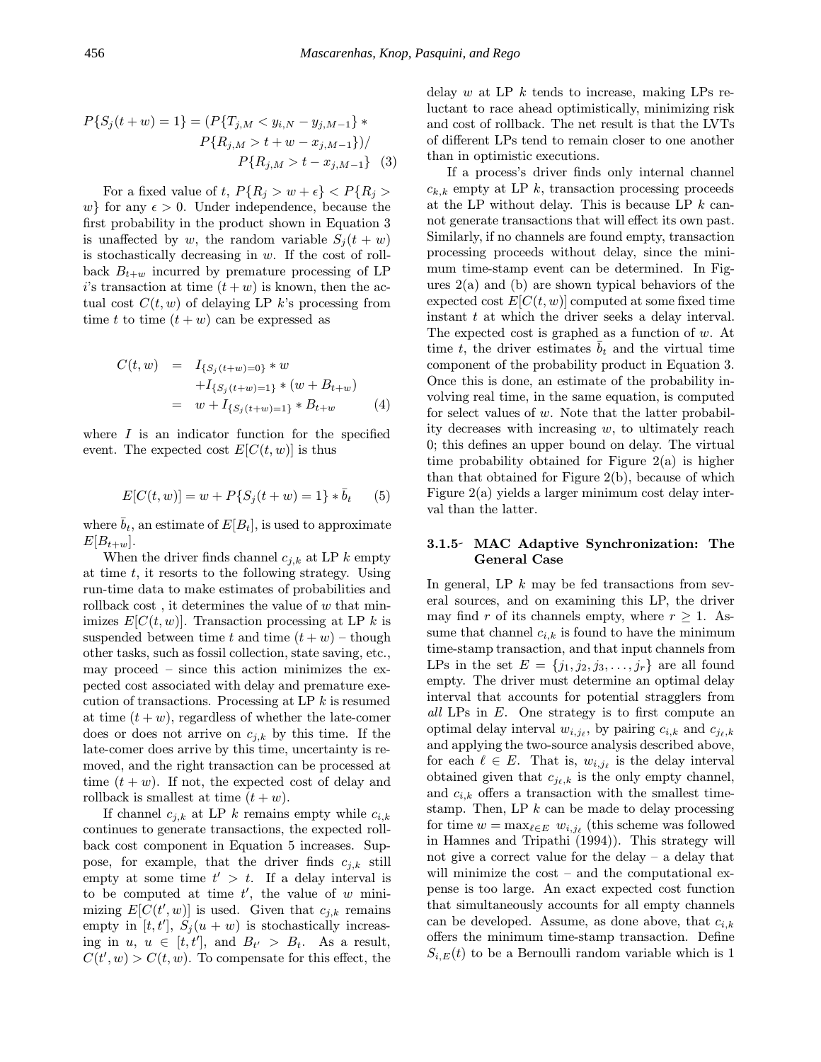$$P\{S_j(t+w)=1\} = (P\{T_{j,M} < y_{i,N} - y_{j,M-1}\} * P\{R_{j,M} > t+w-x_{j,M-1}\}) / P\{R_{j,M} > t - x_{j,M-1}\} \quad (3)$$

For a fixed value of $t$, $P\{R_j > w+\epsilon\} < P\{R_j > w\}$ for any $\epsilon > 0$. Under independence, because the first probability in the product shown in Equation 3 is unaffected by $w$, the random variable $S_j(t+w)$ is stochastically decreasing in $w$. If the cost of rollback $B_{t+w}$ incurred by premature processing of LP $i$'s transaction at time $(t+w)$ is known, then the actual cost $C(t,w)$ of delaying LP $k$'s processing from time $t$ to time $(t+w)$ can be expressed as

$$\begin{aligned} C(t,w) &= I_{\{S_j(t+w)=0\}} * w \\ &\quad + I_{\{S_j(t+w)=1\}} * (w + B_{t+w}) \\ &= w + I_{\{S_j(t+w)=1\}} * B_{t+w} \end{aligned} \quad (4)$$

where $I$ is an indicator function for the specified event. The expected cost $E[C(t,w)]$ is thus

$$E[C(t,w)] = w + P\{S_j(t+w)=1\} * \bar{b}_t \quad (5)$$

where $\bar{b}_t$, an estimate of $E[B_t]$, is used to approximate $E[B_{t+w}]$.

When the driver finds channel $c_{j,k}$ at LP $k$ empty at time $t$, it resorts to the following strategy. Using run-time data to make estimates of probabilities and rollback cost , it determines the value of $w$ that minimizes $E[C(t,w)]$. Transaction processing at LP $k$ is suspended between time $t$ and time $(t+w)$ – though other tasks, such as fossil collection, state saving, etc., may proceed – since this action minimizes the expected cost associated with delay and premature execution of transactions. Processing at LP $k$ is resumed at time $(t+w)$, regardless of whether the late-comer does or does not arrive on $c_{j,k}$ by this time. If the late-comer does arrive by this time, uncertainty is removed, and the right transaction can be processed at time $(t+w)$. If not, the expected cost of delay and rollback is smallest at time $(t+w)$.

If channel $c_{j,k}$ at LP $k$ remains empty while $c_{i,k}$ continues to generate transactions, the expected rollback cost component in Equation 5 increases. Suppose, for example, that the driver finds $c_{j,k}$ still empty at some time $t' > t$. If a delay interval is to be computed at time $t'$, the value of $w$ minimizing $E[C(t',w)]$ is used. Given that $c_{j,k}$ remains empty in $[t,t']$, $S_j(u+w)$ is stochastically increasing in $u$, $u \in [t,t']$, and $B_{t'} > B_t$. As a result, $C(t',w) > C(t,w)$. To compensate for this effect, the delay $w$ at LP $k$ tends to increase, making LPs reluctant to race ahead optimistically, minimizing risk and cost of rollback. The net result is that the LVTs of different LPs tend to remain closer to one another than in optimistic executions.

If a process's driver finds only internal channel $c_{k,k}$ empty at LP $k$, transaction processing proceeds at the LP without delay. This is because LP $k$ cannot generate transactions that will effect its own past. Similarly, if no channels are found empty, transaction processing proceeds without delay, since the minimum time-stamp event can be determined. In Figures 2(a) and (b) are shown typical behaviors of the expected cost $E[C(t,w)]$ computed at some fixed time instant $t$ at which the driver seeks a delay interval. The expected cost is graphed as a function of $w$. At time $t$, the driver estimates $\bar{b}_t$ and the virtual time component of the probability product in Equation 3. Once this is done, an estimate of the probability involving real time, in the same equation, is computed for select values of $w$. Note that the latter probability decreases with increasing $w$, to ultimately reach 0; this defines an upper bound on delay. The virtual time probability obtained for Figure 2(a) is higher than that obtained for Figure 2(b), because of which Figure 2(a) yields a larger minimum cost delay interval than the latter.

### 3.1.5 MAC Adaptive Synchronization: The General Case

In general, LP $k$ may be fed transactions from several sources, and on examining this LP, the driver may find $r$ of its channels empty, where $r \geq 1$. Assume that channel $c_{i,k}$ is found to have the minimum time-stamp transaction, and that input channels from LPs in the set $E = \{j_1, j_2, j_3, \ldots, j_r\}$ are all found empty. The driver must determine an optimal delay interval that accounts for potential stragglers from *all* LPs in $E$. One strategy is to first compute an optimal delay interval $w_{i,j_\ell}$, by pairing $c_{i,k}$ and $c_{j_\ell,k}$ and applying the two-source analysis described above, for each $\ell \in E$. That is, $w_{i,j_\ell}$ is the delay interval obtained given that $c_{j_\ell,k}$ is the only empty channel, and $c_{i,k}$ offers a transaction with the smallest time-stamp. Then, LP $k$ can be made to delay processing for time $w = \max_{\ell \in E} w_{i,j_\ell}$ (this scheme was followed in Hamnes and Tripathi (1994)). This strategy will not give a correct value for the delay – a delay that will minimize the cost – and the computational expense is too large. An exact expected cost function that simultaneously accounts for all empty channels can be developed. Assume, as done above, that $c_{i,k}$ offers the minimum time-stamp transaction. Define $S_{i,E}(t)$ to be a Bernoulli random variable which is 1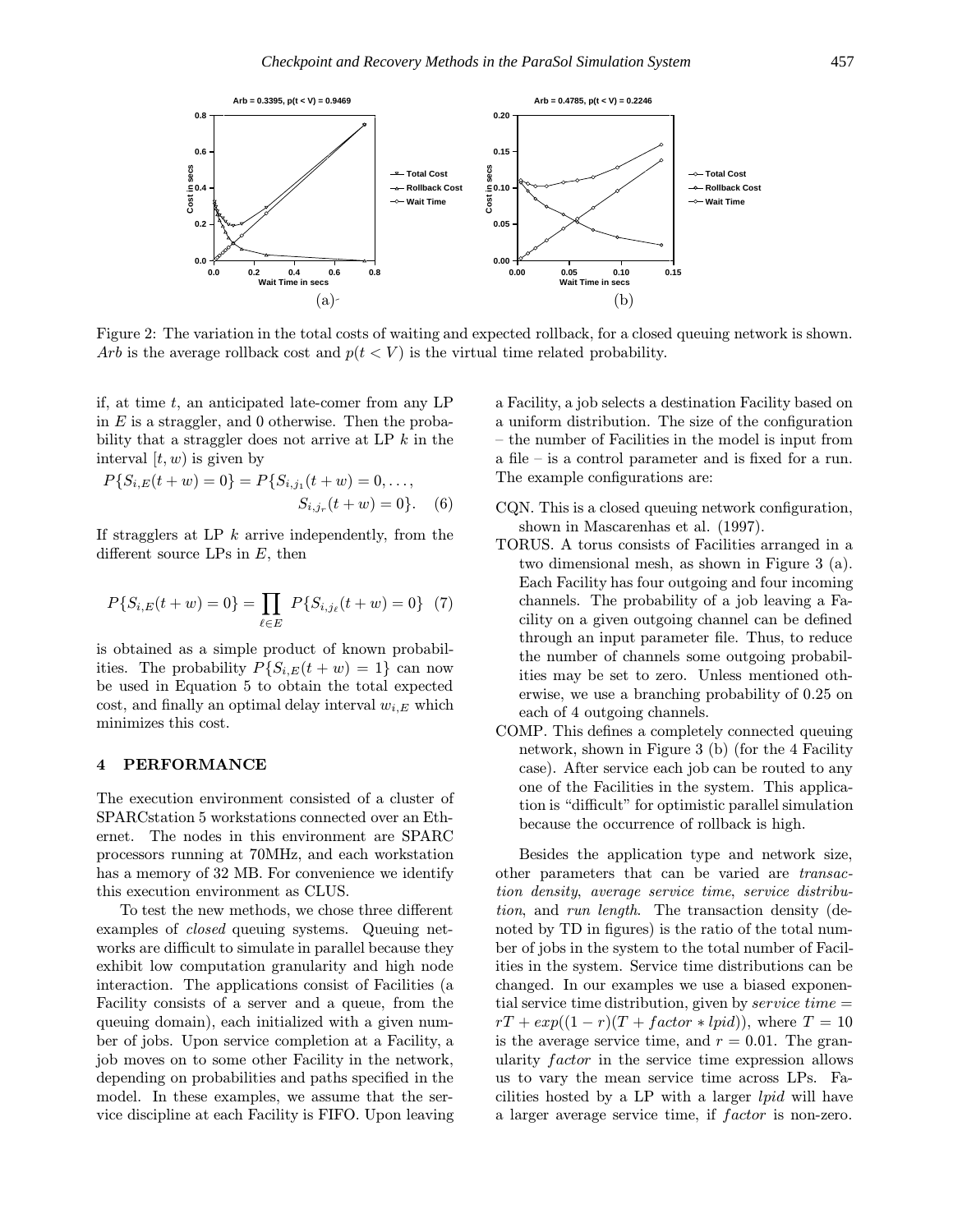Figure 2: The variation in the total costs of waiting and expected rollback, for a closed queuing network is shown. $Arb$ is the average rollback cost and $p(t < V)$ is the virtual time related probability.

if, at time $t$, an anticipated late-comer from any LP in $E$ is a straggler, and 0 otherwise. Then the probability that a straggler does not arrive at LP $k$ in the interval $[t, w)$ is given by

$$P\{S_{i,E}(t+w) = 0\} = P\{S_{i,j_1}(t+w) = 0, \ldots, S_{i,j_r}(t+w) = 0\}. \quad (6)$$

If stragglers at LP $k$ arrive independently, from the different source LPs in $E$, then

$$P\{S_{i,E}(t+w) = 0\} = \prod_{\ell \in E} P\{S_{i,j_\ell}(t+w) = 0\} \quad (7)$$

is obtained as a simple product of known probabilities. The probability $P\{S_{i,E}(t+w) = 1\}$ can now be used in Equation 5 to obtain the total expected cost, and finally an optimal delay interval $w_{i,E}$ which minimizes this cost.

## 4 PERFORMANCE

The execution environment consisted of a cluster of SPARCstation 5 workstations connected over an Ethernet. The nodes in this environment are SPARC processors running at 70MHz, and each workstation has a memory of 32 MB. For convenience we identify this execution environment as CLUS.

To test the new methods, we chose three different examples of *closed* queuing systems. Queuing networks are difficult to simulate in parallel because they exhibit low computation granularity and high node interaction. The applications consist of Facilities (a Facility consists of a server and a queue, from the queuing domain), each initialized with a given number of jobs. Upon service completion at a Facility, a job moves on to some other Facility in the network, depending on probabilities and paths specified in the model. In these examples, we assume that the service discipline at each Facility is FIFO. Upon leaving a Facility, a job selects a destination Facility based on a uniform distribution. The size of the configuration – the number of Facilities in the model is input from a file – is a control parameter and is fixed for a run. The example configurations are:

- CQN. This is a closed queuing network configuration, shown in Mascarenhas et al. (1997).
- TORUS. A torus consists of Facilities arranged in a two dimensional mesh, as shown in Figure 3 (a). Each Facility has four outgoing and four incoming channels. The probability of a job leaving a Facility on a given outgoing channel can be defined through an input parameter file. Thus, to reduce the number of channels some outgoing probabilities may be set to zero. Unless mentioned otherwise, we use a branching probability of 0.25 on each of 4 outgoing channels.
- COMP. This defines a completely connected queuing network, shown in Figure 3 (b) (for the 4 Facility case). After service each job can be routed to any one of the Facilities in the system. This application is "difficult" for optimistic parallel simulation because the occurrence of rollback is high.

Besides the application type and network size, other parameters that can be varied are *transaction density*, *average service time*, *service distribution*, and *run length*. The transaction density (denoted by TD in figures) is the ratio of the total number of jobs in the system to the total number of Facilities in the system. Service time distributions can be changed. In our examples we use a biased exponential service time distribution, given by *service time* $= rT + exp((1-r)(T + factor * lpid))$, where $T = 10$ is the average service time, and $r = 0.01$. The granularity $factor$ in the service time expression allows us to vary the mean service time across LPs. Facilities hosted by a LP with a larger $lpid$ will have a larger average service time, if $factor$ is non-zero.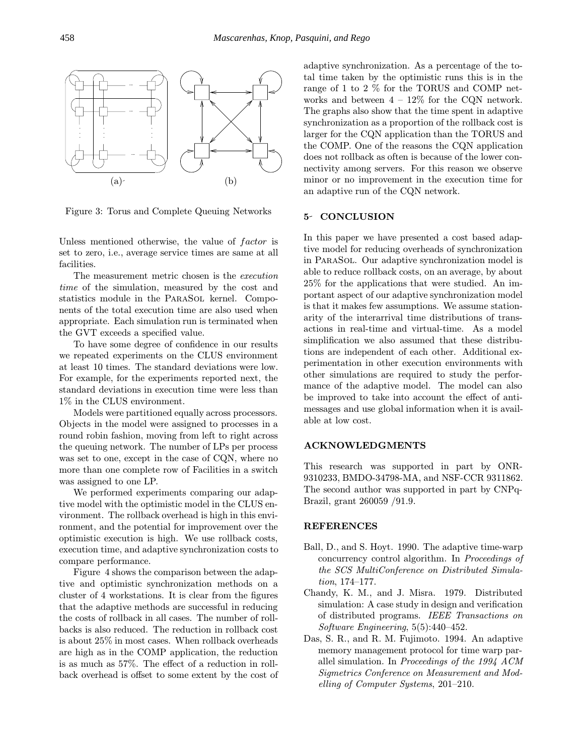Figure 3: Torus and Complete Queuing Networks

Unless mentioned otherwise, the value of *factor* is set to zero, i.e., average service times are same at all facilities.

The measurement metric chosen is the *execution time* of the simulation, measured by the cost and statistics module in the ParaSol kernel. Components of the total execution time are also used when appropriate. Each simulation run is terminated when the GVT exceeds a specified value.

To have some degree of confidence in our results we repeated experiments on the CLUS environment at least 10 times. The standard deviations were low. For example, for the experiments reported next, the standard deviations in execution time were less than 1% in the CLUS environment.

Models were partitioned equally across processors. Objects in the model were assigned to processes in a round robin fashion, moving from left to right across the queuing network. The number of LPs per process was set to one, except in the case of CQN, where no more than one complete row of Facilities in a switch was assigned to one LP.

We performed experiments comparing our adaptive model with the optimistic model in the CLUS environment. The rollback overhead is high in this environment, and the potential for improvement over the optimistic execution is high. We use rollback costs, execution time, and adaptive synchronization costs to compare performance.

Figure 4 shows the comparison between the adaptive and optimistic synchronization methods on a cluster of 4 workstations. It is clear from the figures that the adaptive methods are successful in reducing the costs of rollback in all cases. The number of rollbacks is also reduced. The reduction in rollback cost is about 25% in most cases. When rollback overheads are high as in the COMP application, the reduction is as much as 57%. The effect of a reduction in rollback overhead is offset to some extent by the cost of adaptive synchronization. As a percentage of the total time taken by the optimistic runs this is in the range of 1 to 2 % for the TORUS and COMP networks and between 4 – 12% for the CQN network. The graphs also show that the time spent in adaptive synchronization as a proportion of the rollback cost is larger for the CQN application than the TORUS and the COMP. One of the reasons the CQN application does not rollback as often is because of the lower connectivity among servers. For this reason we observe minor or no improvement in the execution time for an adaptive run of the CQN network.

## 5 CONCLUSION

In this paper we have presented a cost based adaptive model for reducing overheads of synchronization in ParaSol. Our adaptive synchronization model is able to reduce rollback costs, on an average, by about 25% for the applications that were studied. An important aspect of our adaptive synchronization model is that it makes few assumptions. We assume stationarity of the interarrival time distributions of transactions in real-time and virtual-time. As a model simplification we also assumed that these distributions are independent of each other. Additional experimentation in other execution environments with other simulations are required to study the performance of the adaptive model. The model can also be improved to take into account the effect of antimessages and use global information when it is available at low cost.

## ACKNOWLEDGMENTS

This research was supported in part by ONR-9310233, BMDO-34798-MA, and NSF-CCR 9311862. The second author was supported in part by CNPq-Brazil, grant 260059 /91.9.

## REFERENCES

Ball, D., and S. Hoyt. 1990. The adaptive time-warp concurrency control algorithm. In *Proceedings of the SCS MultiConference on Distributed Simulation*, 174–177.

Chandy, K. M., and J. Misra. 1979. Distributed simulation: A case study in design and verification of distributed programs. *IEEE Transactions on Software Engineering*, 5(5):440–452.

Das, S. R., and R. M. Fujimoto. 1994. An adaptive memory management protocol for time warp parallel simulation. In *Proceedings of the 1994 ACM Sigmetrics Conference on Measurement and Modelling of Computer Systems*, 201–210.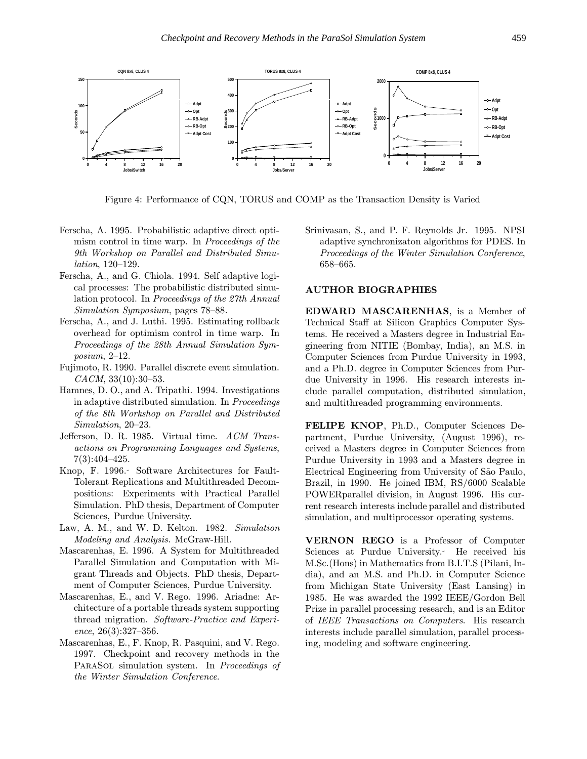CQN 8x8, CLUS 4

150
100
50
0
Seconds
0 4 8 12 16 20
Jobs/Switch

Adpt
Opt
RB-Adpt
RB-Opt
Adpt Cost

TORUS 8x8, CLUS 4

500
400
300
200
100
0
Seconds
0 4 8 12 16 20
Jobs/Server

Adpt
Opt
RB-Adpt
RB-Opt
Adpt Cost

COMP 8x8, CLUS 4

2000
1000
0
Seconds
0 4 8 12 16 20
Jobs/Server

Adpt
Opt
RB-Adpt
RB-Opt
Adpt Cost

Figure 4: Performance of CQN, TORUS and COMP as the Transaction Density is Varied

Ferscha, A. 1995. Probabilistic adaptive direct optimism control in time warp. In *Proceedings of the 9th Workshop on Parallel and Distributed Simulation*, 120–129.

Ferscha, A., and G. Chiola. 1994. Self adaptive logical processes: The probabilistic distributed simulation protocol. In *Proceedings of the 27th Annual Simulation Symposium*, pages 78–88.

Ferscha, A., and J. Luthi. 1995. Estimating rollback overhead for optimism control in time warp. In *Proceedings of the 28th Annual Simulation Symposium*, 2–12.

Fujimoto, R. 1990. Parallel discrete event simulation. *CACM*, 33(10):30–53.

Hamnes, D. O., and A. Tripathi. 1994. Investigations in adaptive distributed simulation. In *Proceedings of the 8th Workshop on Parallel and Distributed Simulation*, 20–23.

Jefferson, D. R. 1985. Virtual time. *ACM Transactions on Programming Languages and Systems*, 7(3):404–425.

Knop, F. 1996. Software Architectures for Fault-Tolerant Replications and Multithreaded Decompositions: Experiments with Practical Parallel Simulation. PhD thesis, Department of Computer Sciences, Purdue University.

Law, A. M., and W. D. Kelton. 1982. *Simulation Modeling and Analysis*. McGraw-Hill.

Mascarenhas, E. 1996. A System for Multithreaded Parallel Simulation and Computation with Migrant Threads and Objects. PhD thesis, Department of Computer Sciences, Purdue University.

Mascarenhas, E., and V. Rego. 1996. Ariadne: Architecture of a portable threads system supporting thread migration. *Software-Practice and Experience*, 26(3):327–356.

Mascarenhas, E., F. Knop, R. Pasquini, and V. Rego. 1997. Checkpoint and recovery methods in the ParaSol simulation system. In *Proceedings of the Winter Simulation Conference*.

Srinivasan, S., and P. F. Reynolds Jr. 1995. NPSI adaptive synchronizaton algorithms for PDES. In *Proceedings of the Winter Simulation Conference*, 658–665.

## AUTHOR BIOGRAPHIES

**EDWARD MASCARENHAS**, is a Member of Technical Staff at Silicon Graphics Computer Systems. He received a Masters degree in Industrial Engineering from NITIE (Bombay, India), an M.S. in Computer Sciences from Purdue University in 1993, and a Ph.D. degree in Computer Sciences from Purdue University in 1996. His research interests include parallel computation, distributed simulation, and multithreaded programming environments.

**FELIPE KNOP**, Ph.D., Computer Sciences Department, Purdue University, (August 1996), received a Masters degree in Computer Sciences from Purdue University in 1993 and a Masters degree in Electrical Engineering from University of São Paulo, Brazil, in 1990. He joined IBM, RS/6000 Scalable POWERparallel division, in August 1996. His current research interests include parallel and distributed simulation, and multiprocessor operating systems.

**VERNON REGO** is a Professor of Computer Sciences at Purdue University. He received his M.Sc.(Hons) in Mathematics from B.I.T.S (Pilani, India), and an M.S. and Ph.D. in Computer Science from Michigan State University (East Lansing) in 1985. He was awarded the 1992 IEEE/Gordon Bell Prize in parallel processing research, and is an Editor of *IEEE Transactions on Computers*. His research interests include parallel simulation, parallel processing, modeling and software engineering.